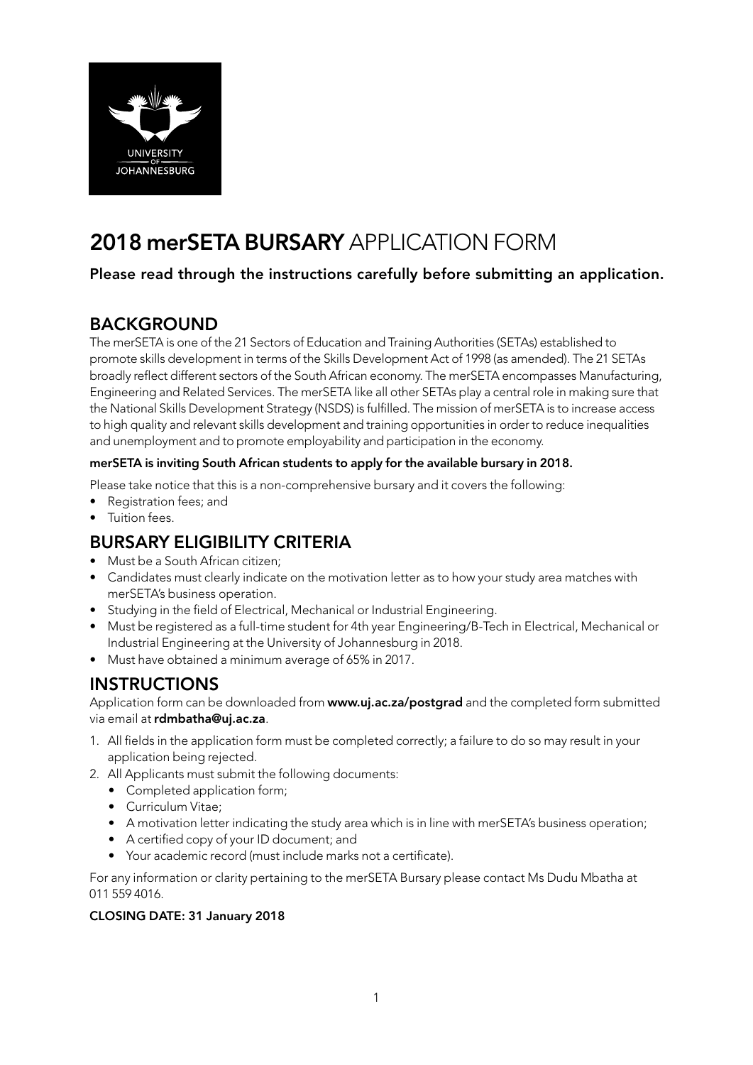# **2018 merSETA BURSARY** APPLICATION FORM

**Please read through the instructions carefully before submitting an application.**

## BACKGROUND

The merSETA is one of the 21 Sectors of Education and Training Authorities (SETAs) established to promote skills development in terms of the Skills Development Act of 1998 (as amended). The 21 SETAs broadly reflect different sectors of the South African economy. The merSETA encompasses Manufacturing, Engineering and Related Services. The merSETA like all other SETAs play a central role in making sure that the National Skills Development Strategy (NSDS) is fulfilled. The mission of merSETA is to increase access to high quality and relevant skills development and training opportunities in order to reduce inequalities and unemployment and to promote employability and participation in the economy.

**merSETA is inviting South African students to apply for the available bursary in 2018.**

Please take notice that this is a non-comprehensive bursary and it covers the following:

- Registration fees; and
- Tuition fees.

## BURSARY ELIGIBILITY CRITERIA

- Must be a South African citizen;
- Candidates must clearly indicate on the motivation letter as to how your study area matches with merSETA's business operation.
- Studying in the field of Electrical, Mechanical or Industrial Engineering.
- Must be registered as a full-time student for 4th year Engineering/B-Tech in Electrical, Mechanical or Industrial Engineering at the University of Johannesburg in 2018.
- Must have obtained a minimum average of 65% in 2017.

## INSTRUCTIONS

Application form can be downloaded from **www.uj.ac.za/postgrad** and the completed form submitted via email at **rdmbatha@uj.ac.za**.

1. All fields in the application form must be completed correctly; a failure to do so may result in your application being rejected.
2. All Applicants must submit the following documents:
   - Completed application form;
   - Curriculum Vitae;
   - A motivation letter indicating the study area which is in line with merSETA's business operation;
   - A certified copy of your ID document; and
   - Your academic record (must include marks not a certificate).

For any information or clarity pertaining to the merSETA Bursary please contact Ms Dudu Mbatha at 011 559 4016.

**CLOSING DATE: 31 January 2018**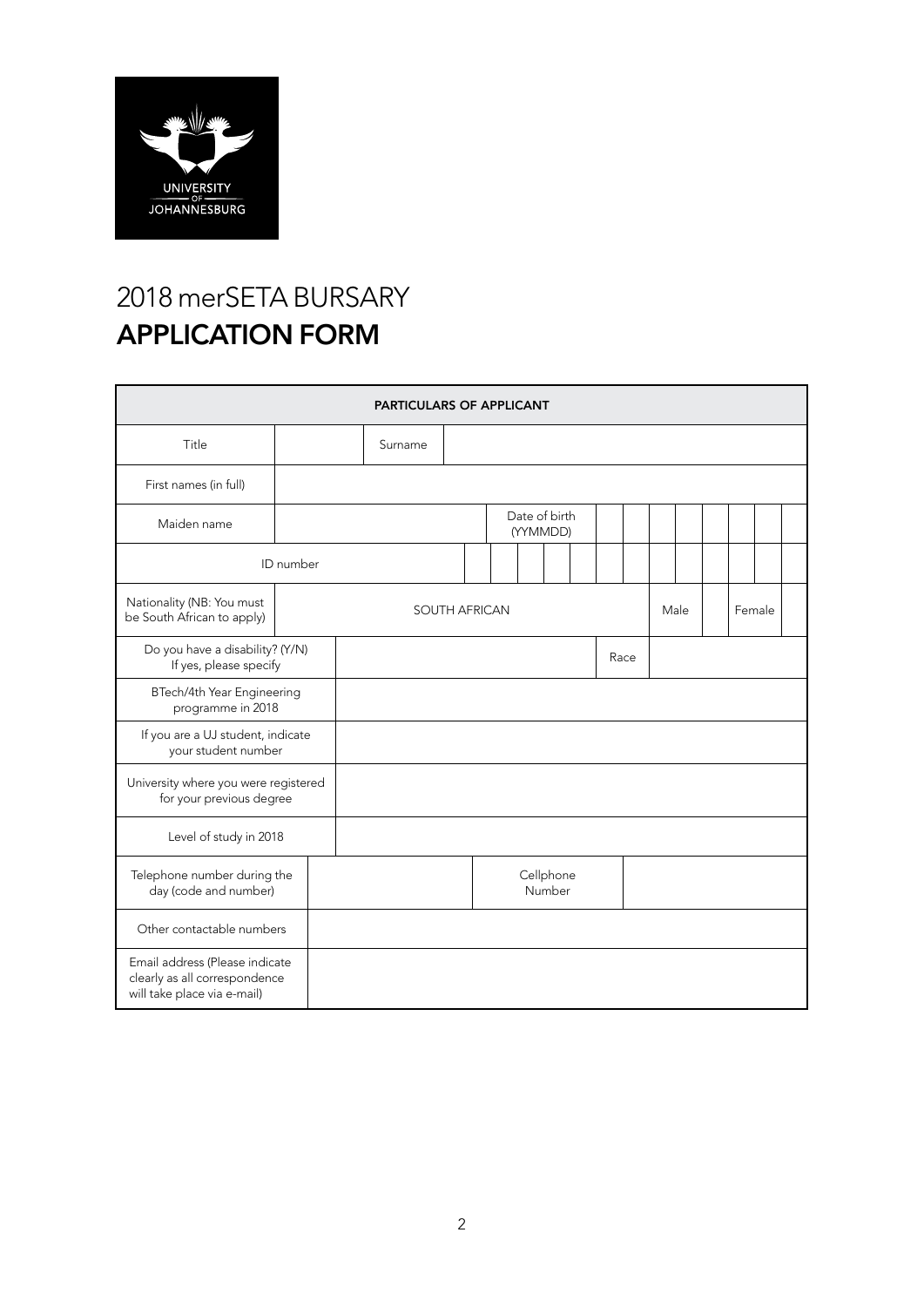UNIVERSITY OF JOHANNESBURG

# 2018 merSETA BURSARY
# APPLICATION FORM

| PARTICULARS OF APPLICANT | | | |
|---|---|---|---|
| Title | | Surname | |
| First names (in full) | | | |
| Maiden name | | Date of birth (YYMMDD) | |
| ID number | | | |
| Nationality (NB: You must be South African to apply) | SOUTH AFRICAN | Male | Female |
| Do you have a disability? (Y/N) If yes, please specify | | Race | |
| BTech/4th Year Engineering programme in 2018 | | | |
| If you are a UJ student, indicate your student number | | | |
| University where you were registered for your previous degree | | | |
| Level of study in 2018 | | | |
| Telephone number during the day (code and number) | | Cellphone Number | |
| Other contactable numbers | | | |
| Email address (Please indicate clearly as all correspondence will take place via e-mail) | | | |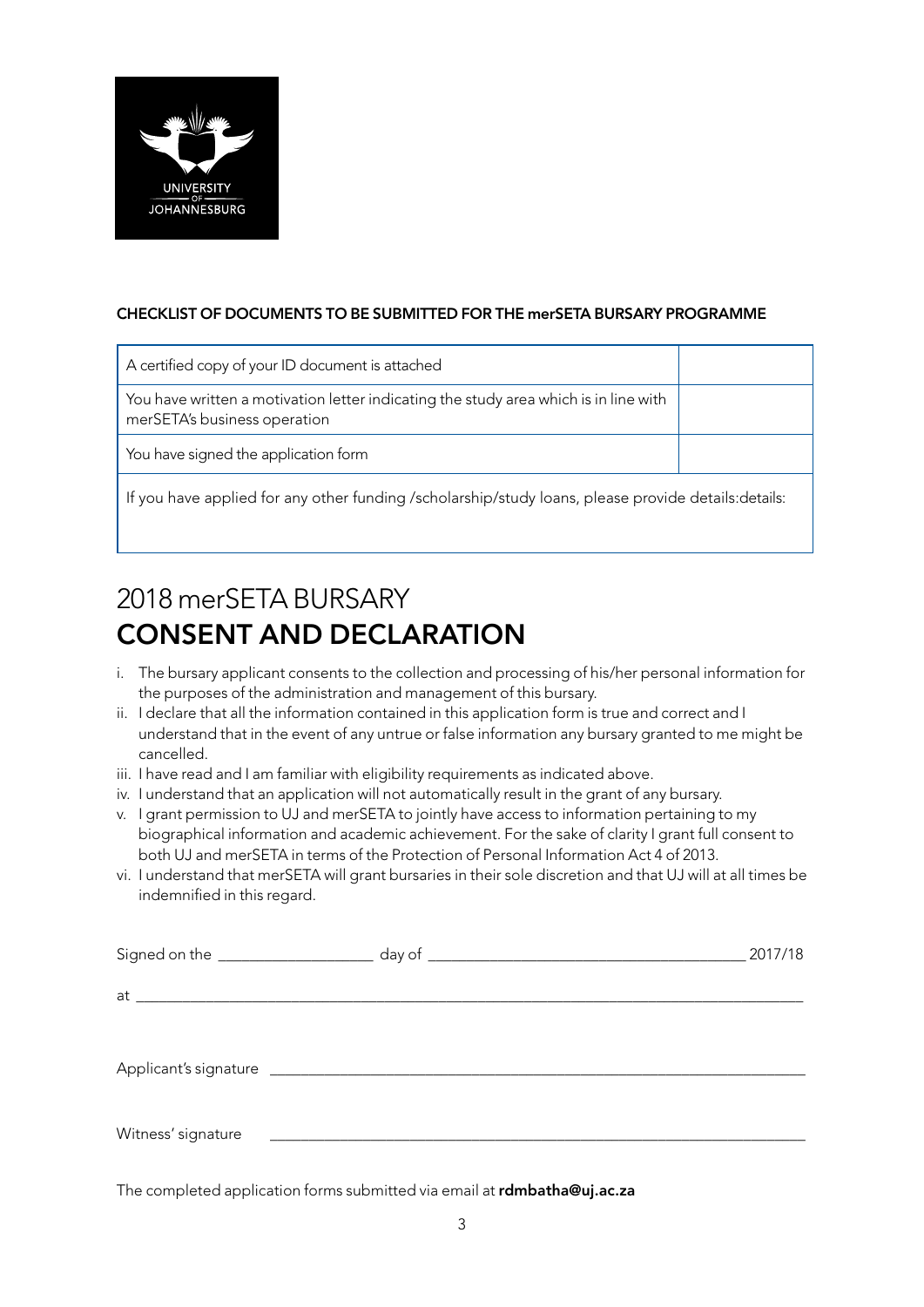UNIVERSITY OF JOHANNESBURG

**CHECKLIST OF DOCUMENTS TO BE SUBMITTED FOR THE merSETA BURSARY PROGRAMME**

| | |
|---|---|
| A certified copy of your ID document is attached | |
| You have written a motivation letter indicating the study area which is in line with merSETA's business operation | |
| You have signed the application form | |
| If you have applied for any other funding /scholarship/study loans, please provide details:details: | |

# 2018 merSETA BURSARY
# **CONSENT AND DECLARATION**

i. The bursary applicant consents to the collection and processing of his/her personal information for the purposes of the administration and management of this bursary.
ii. I declare that all the information contained in this application form is true and correct and I understand that in the event of any untrue or false information any bursary granted to me might be cancelled.
iii. I have read and I am familiar with eligibility requirements as indicated above.
iv. I understand that an application will not automatically result in the grant of any bursary.
v. I grant permission to UJ and merSETA to jointly have access to information pertaining to my biographical information and academic achievement. For the sake of clarity I grant full consent to both UJ and merSETA in terms of the Protection of Personal Information Act 4 of 2013.
vi. I understand that merSETA will grant bursaries in their sole discretion and that UJ will at all times be indemnified in this regard.

Signed on the ___________________ day of _______________________________________ 2017/18

at ___________________________________________________________________________________

Applicant's signature ____________________________________________________________________

Witness' signature ____________________________________________________________________

The completed application forms submitted via email at **rdmbatha@uj.ac.za**